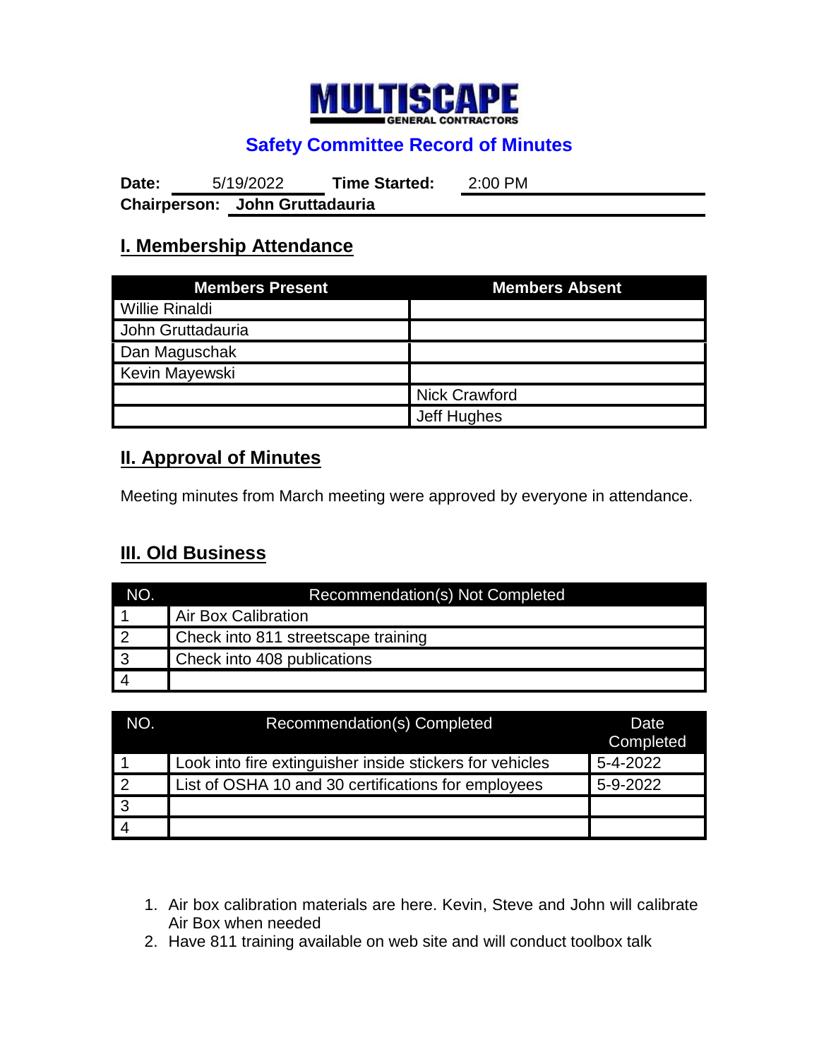# MULTISCAPE

GENERAL CONTRACTORS

## Safety Committee Record of Minutes

**Date:** 5/19/2022 **Time Started:** 2:00 PM

**Chairperson:** **John Gruttadauria**

## I. Membership Attendance

| Members Present | Members Absent |
|---|---|
| Willie Rinaldi | |
| John Gruttadauria | |
| Dan Maguschak | |
| Kevin Mayewski | |
| | Nick Crawford |
| | Jeff Hughes |

## II. Approval of Minutes

Meeting minutes from March meeting were approved by everyone in attendance.

## III. Old Business

| NO. | Recommendation(s) Not Completed |
|---|---|
| 1 | Air Box Calibration |
| 2 | Check into 811 streetscape training |
| 3 | Check into 408 publications |
| 4 | |

| NO. | Recommendation(s) Completed | Date Completed |
|---|---|---|
| 1 | Look into fire extinguisher inside stickers for vehicles | 5-4-2022 |
| 2 | List of OSHA 10 and 30 certifications for employees | 5-9-2022 |
| 3 | | |
| 4 | | |

1. Air box calibration materials are here. Kevin, Steve and John will calibrate Air Box when needed
2. Have 811 training available on web site and will conduct toolbox talk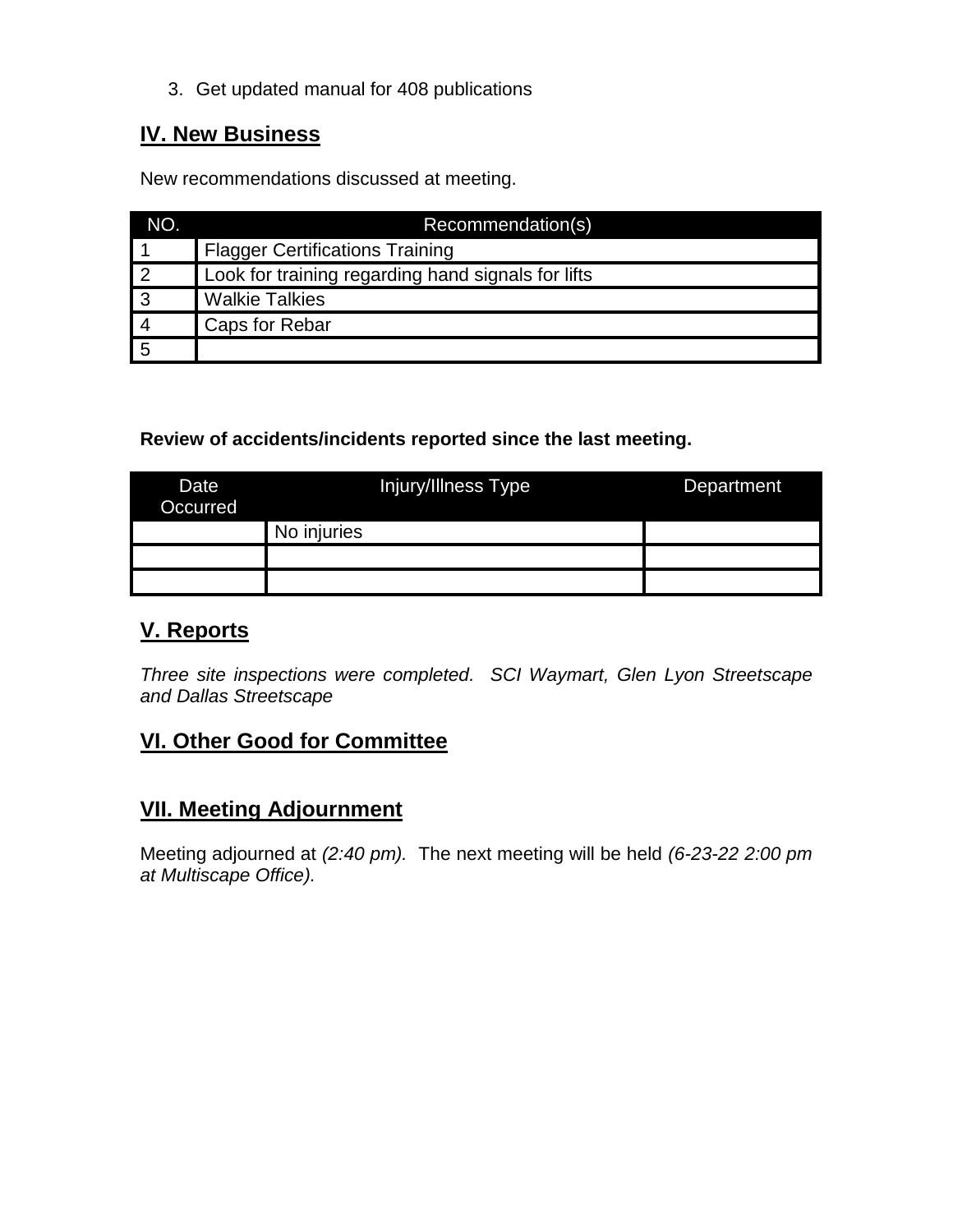3. Get updated manual for 408 publications

## IV. New Business

New recommendations discussed at meeting.

| NO. | Recommendation(s) |
|---|---|
| 1 | Flagger Certifications Training |
| 2 | Look for training regarding hand signals for lifts |
| 3 | Walkie Talkies |
| 4 | Caps for Rebar |
| 5 | |

**Review of accidents/incidents reported since the last meeting.**

| Date Occurred | Injury/Illness Type | Department |
|---|---|---|
| | No injuries | |
| | | |
| | | |

## V. Reports

*Three site inspections were completed. SCI Waymart, Glen Lyon Streetscape and Dallas Streetscape*

## VI. Other Good for Committee

## VII. Meeting Adjournment

Meeting adjourned at *(2:40 pm).* The next meeting will be held *(6-23-22 2:00 pm at Multiscape Office).*